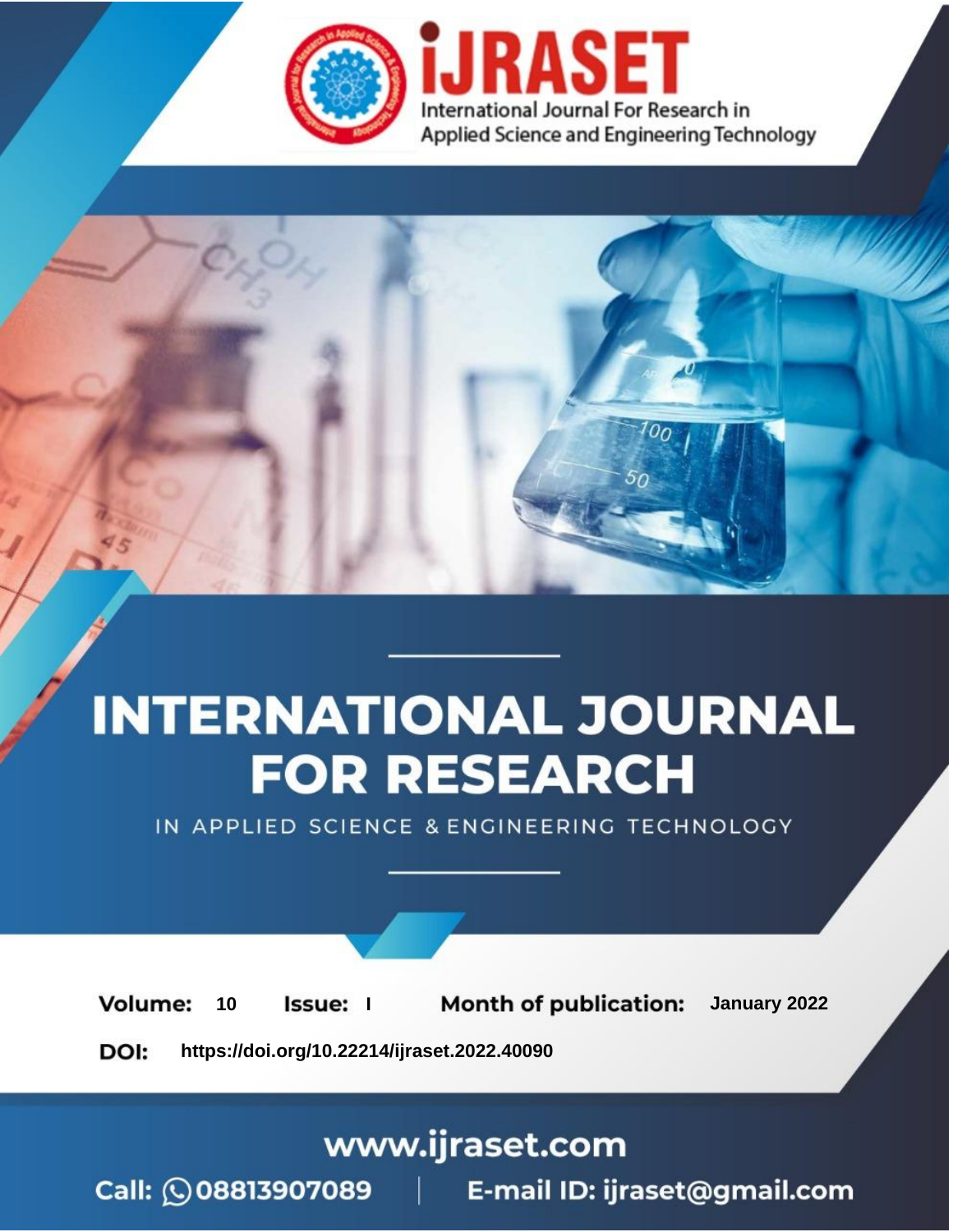iJRASET

International Journal For Research in Applied Science and Engineering Technology

# INTERNATIONAL JOURNAL FOR RESEARCH

IN APPLIED SCIENCE & ENGINEERING TECHNOLOGY

**Volume:** 10 **Issue:** I **Month of publication:** January 2022

**DOI:** https://doi.org/10.22214/ijraset.2022.40090

www.ijraset.com

Call: 08813907089 | E-mail ID: ijraset@gmail.com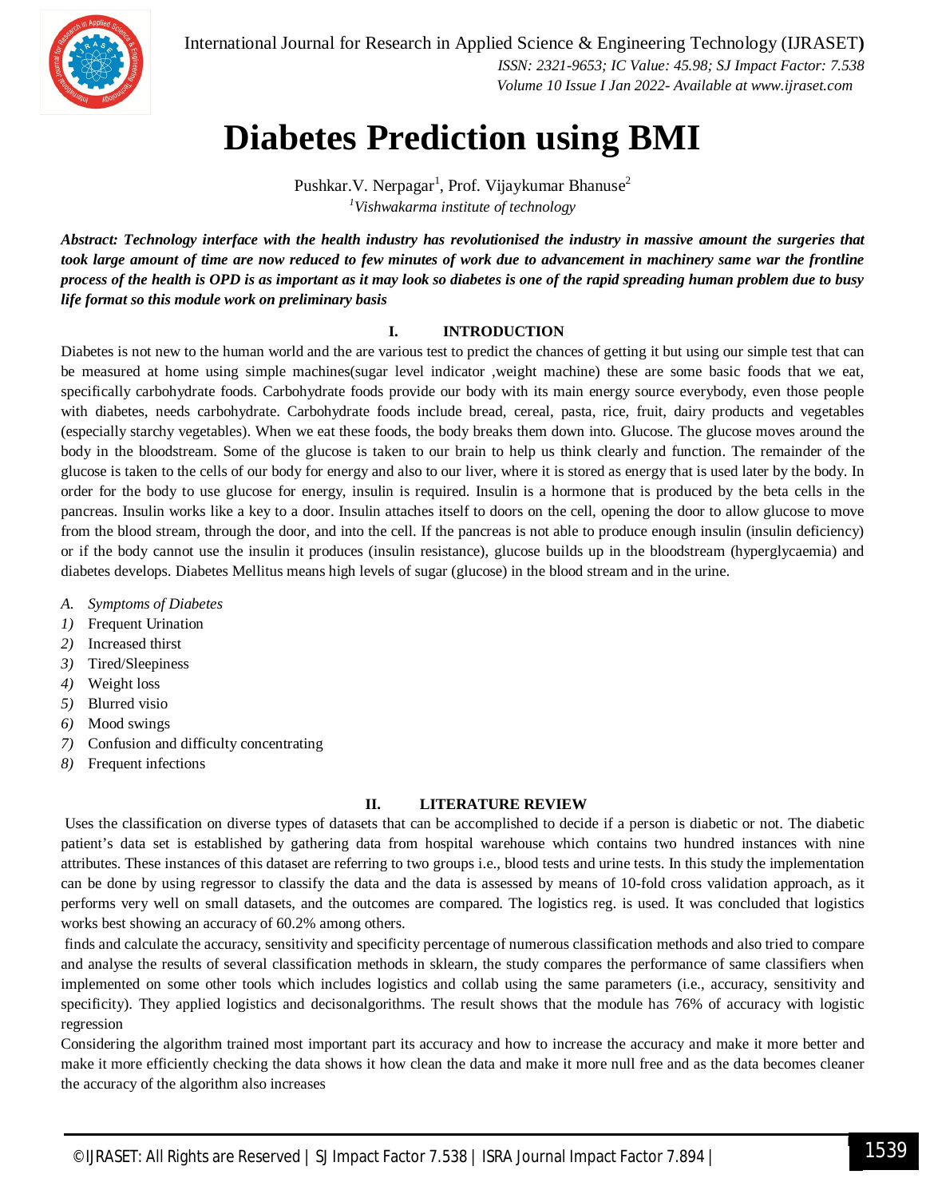# Diabetes Prediction using BMI

Pushkar.V. Nerpagar[1], Prof. Vijaykumar Bhanuse[2]

[1]*Vishwakarma institute of technology*

***Abstract: Technology interface with the health industry has revolutionised the industry in massive amount the surgeries that took large amount of time are now reduced to few minutes of work due to advancement in machinery same war the frontline process of the health is OPD is as important as it may look so diabetes is one of the rapid spreading human problem due to busy life format so this module work on preliminary basis***

## I. INTRODUCTION

Diabetes is not new to the human world and the are various test to predict the chances of getting it but using our simple test that can be measured at home using simple machines(sugar level indicator ,weight machine) these are some basic foods that we eat, specifically carbohydrate foods. Carbohydrate foods provide our body with its main energy source everybody, even those people with diabetes, needs carbohydrate. Carbohydrate foods include bread, cereal, pasta, rice, fruit, dairy products and vegetables (especially starchy vegetables). When we eat these foods, the body breaks them down into. Glucose. The glucose moves around the body in the bloodstream. Some of the glucose is taken to our brain to help us think clearly and function. The remainder of the glucose is taken to the cells of our body for energy and also to our liver, where it is stored as energy that is used later by the body. In order for the body to use glucose for energy, insulin is required. Insulin is a hormone that is produced by the beta cells in the pancreas. Insulin works like a key to a door. Insulin attaches itself to doors on the cell, opening the door to allow glucose to move from the blood stream, through the door, and into the cell. If the pancreas is not able to produce enough insulin (insulin deficiency) or if the body cannot use the insulin it produces (insulin resistance), glucose builds up in the bloodstream (hyperglycaemia) and diabetes develops. Diabetes Mellitus means high levels of sugar (glucose) in the blood stream and in the urine.

### *A. Symptoms of Diabetes*

1) Frequent Urination
2) Increased thirst
3) Tired/Sleepiness
4) Weight loss
5) Blurred visio
6) Mood swings
7) Confusion and difficulty concentrating
8) Frequent infections

## II. LITERATURE REVIEW

Uses the classification on diverse types of datasets that can be accomplished to decide if a person is diabetic or not. The diabetic patient's data set is established by gathering data from hospital warehouse which contains two hundred instances with nine attributes. These instances of this dataset are referring to two groups i.e., blood tests and urine tests. In this study the implementation can be done by using regressor to classify the data and the data is assessed by means of 10-fold cross validation approach, as it performs very well on small datasets, and the outcomes are compared. The logistics reg. is used. It was concluded that logistics works best showing an accuracy of 60.2% among others.

finds and calculate the accuracy, sensitivity and specificity percentage of numerous classification methods and also tried to compare and analyse the results of several classification methods in sklearn, the study compares the performance of same classifiers when implemented on some other tools which includes logistics and collab using the same parameters (i.e., accuracy, sensitivity and specificity). They applied logistics and decisonalgorithms. The result shows that the module has 76% of accuracy with logistic regression

Considering the algorithm trained most important part its accuracy and how to increase the accuracy and make it more better and make it more efficiently checking the data shows it how clean the data and make it more null free and as the data becomes cleaner the accuracy of the algorithm also increases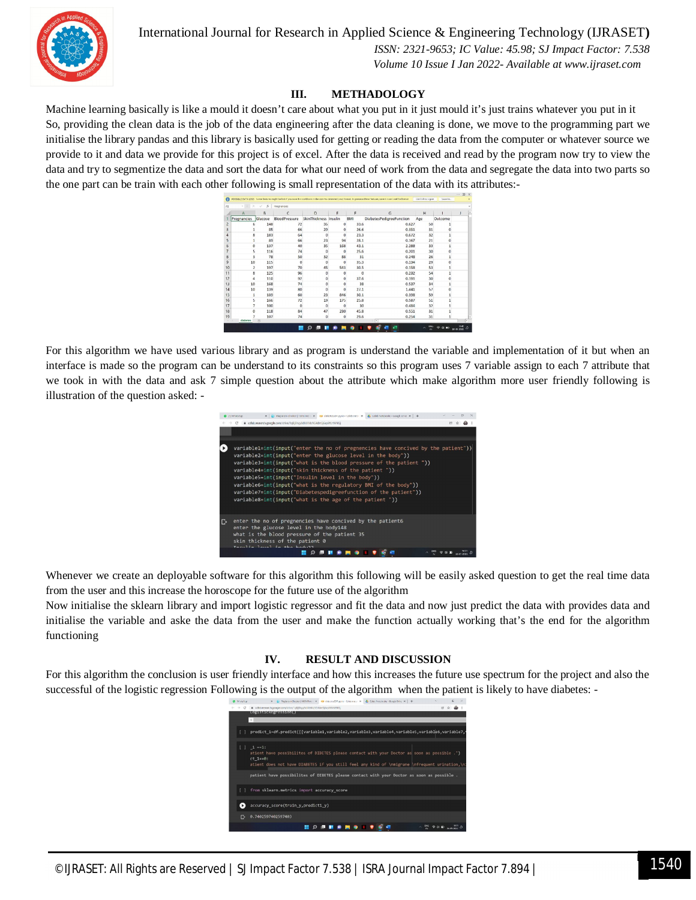## III. METHADOLOGY

Machine learning basically is like a mould it doesn't care about what you put in it just mould it's just trains whatever you put in it So, providing the clean data is the job of the data engineering after the data cleaning is done, we move to the programming part we initialise the library pandas and this library is basically used for getting or reading the data from the computer or whatever source we provide to it and data we provide for this project is of excel. After the data is received and read by the program now try to view the data and try to segmentize the data and sort the data for what our need of work from the data and segregate the data into two parts so the one part can be train with each other following is small representation of the data with its attributes:-

For this algorithm we have used various library and as program is understand the variable and implementation of it but when an interface is made so the program can be understand to its constraints so this program uses 7 variable assign to each 7 attribute that we took in with the data and ask 7 simple question about the attribute which make algorithm more user friendly following is illustration of the question asked: -

Whenever we create an deployable software for this algorithm this following will be easily asked question to get the real time data from the user and this increase the horoscope for the future use of the algorithm

Now initialise the sklearn library and import logistic regressor and fit the data and now just predict the data with provides data and initialise the variable and aske the data from the user and make the function actually working that's the end for the algorithm functioning

## IV. RESULT AND DISCUSSION

For this algorithm the conclusion is user friendly interface and how this increases the future use spectrum for the project and also the successful of the logistic regression Following is the output of the algorithm when the patient is likely to have diabetes: -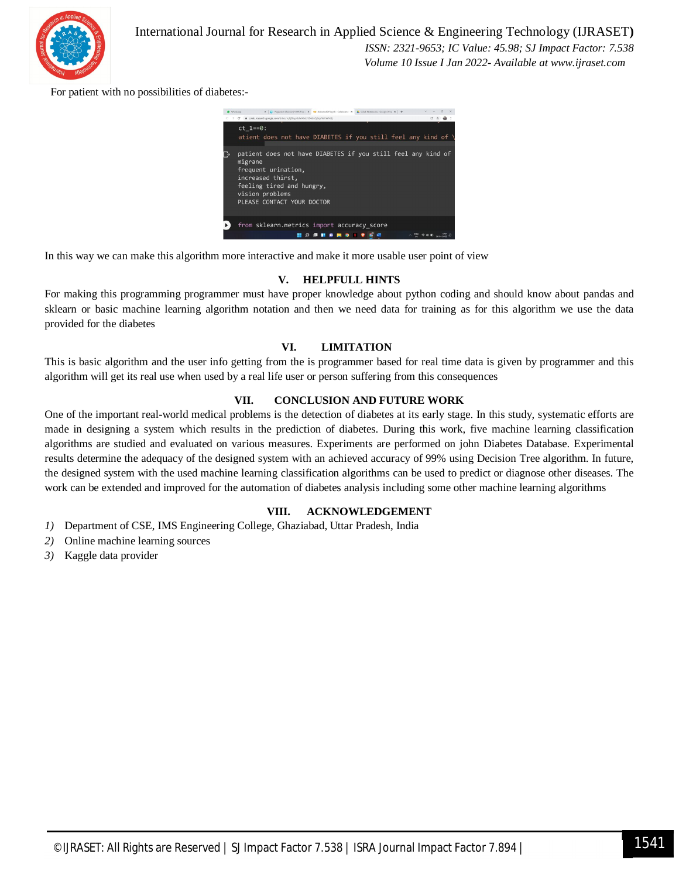For patient with no possibilities of diabetes:-

In this way we can make this algorithm more interactive and make it more usable user point of view

## V. HELPFULL HINTS

For making this programming programmer must have proper knowledge about python coding and should know about pandas and sklearn or basic machine learning algorithm notation and then we need data for training as for this algorithm we use the data provided for the diabetes

## VI. LIMITATION

This is basic algorithm and the user info getting from the is programmer based for real time data is given by programmer and this algorithm will get its real use when used by a real life user or person suffering from this consequences

## VII. CONCLUSION AND FUTURE WORK

One of the important real-world medical problems is the detection of diabetes at its early stage. In this study, systematic efforts are made in designing a system which results in the prediction of diabetes. During this work, five machine learning classification algorithms are studied and evaluated on various measures. Experiments are performed on john Diabetes Database. Experimental results determine the adequacy of the designed system with an achieved accuracy of 99% using Decision Tree algorithm. In future, the designed system with the used machine learning classification algorithms can be used to predict or diagnose other diseases. The work can be extended and improved for the automation of diabetes analysis including some other machine learning algorithms

## VIII. ACKNOWLEDGEMENT

1) Department of CSE, IMS Engineering College, Ghaziabad, Uttar Pradesh, India
2) Online machine learning sources
3) Kaggle data provider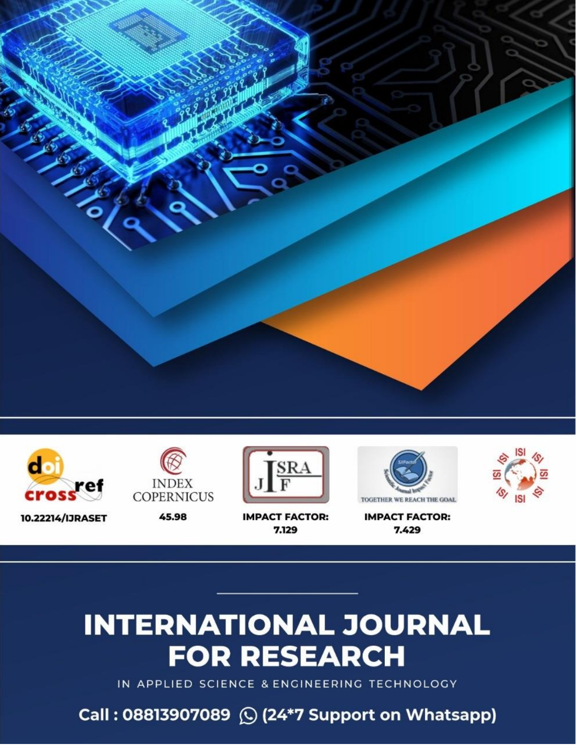10.22214/IJRASET

45.98

IMPACT FACTOR: 7.129

IMPACT FACTOR: 7.429

# INTERNATIONAL JOURNAL FOR RESEARCH

IN APPLIED SCIENCE & ENGINEERING TECHNOLOGY

Call : 08813907089 (24*7 Support on Whatsapp)